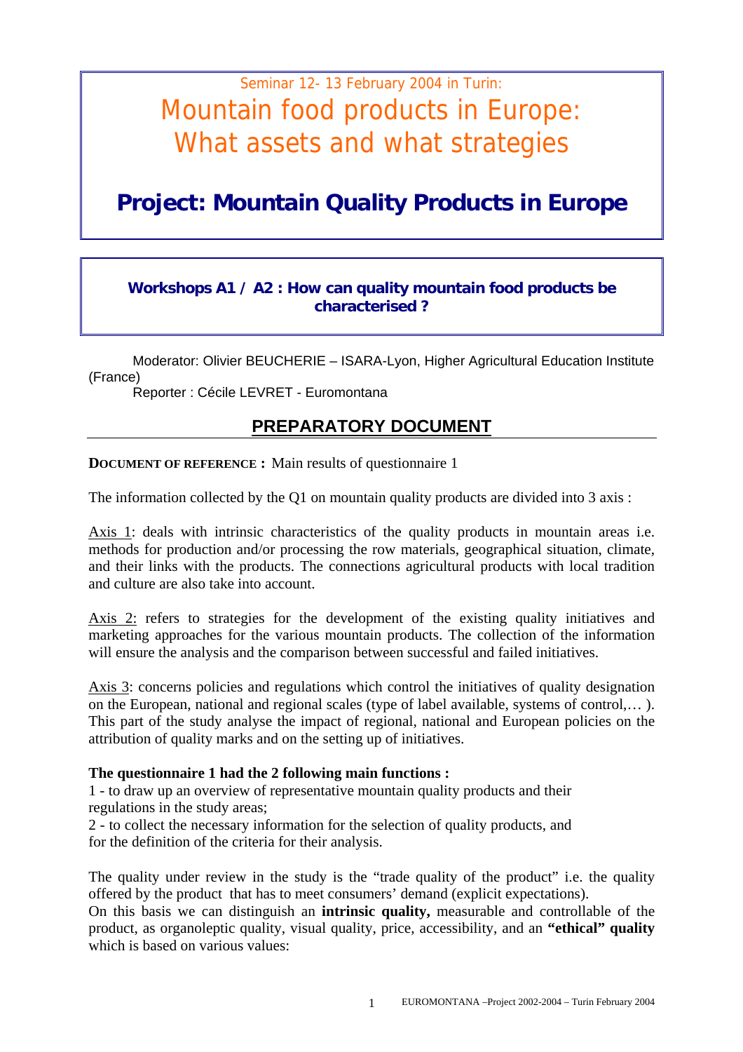Seminar 12- 13 February 2004 in Turin:

# Mountain food products in Europe: What assets and what strategies

# Project: Mountain Quality Products in Europe

### Workshops A1 / A2 : How can quality mountain food products be characterised ?

Moderator: Olivier BEUCHERIE – ISARA-Lyon, Higher Agricultural Education Institute (France)

Reporter : Cécile LEVRET - Euromontana

## PREPARATORY DOCUMENT

**DOCUMENT OF REFERENCE :** Main results of questionnaire 1

The information collected by the Q1 on mountain quality products are divided into 3 axis :

Axis 1: deals with intrinsic characteristics of the quality products in mountain areas i.e. methods for production and/or processing the row materials, geographical situation, climate, and their links with the products. The connections agricultural products with local tradition and culture are also take into account.

Axis 2: refers to strategies for the development of the existing quality initiatives and marketing approaches for the various mountain products. The collection of the information will ensure the analysis and the comparison between successful and failed initiatives.

Axis 3: concerns policies and regulations which control the initiatives of quality designation on the European, national and regional scales (type of label available, systems of control,… ). This part of the study analyse the impact of regional, national and European policies on the attribution of quality marks and on the setting up of initiatives.

**The questionnaire 1 had the 2 following main functions :**

1 - to draw up an overview of representative mountain quality products and their regulations in the study areas;

2 - to collect the necessary information for the selection of quality products, and for the definition of the criteria for their analysis.

The quality under review in the study is the "trade quality of the product" i.e. the quality offered by the product that has to meet consumers' demand (explicit expectations).

On this basis we can distinguish an **intrinsic quality,** measurable and controllable of the product, as organoleptic quality, visual quality, price, accessibility, and an **"ethical" quality** which is based on various values: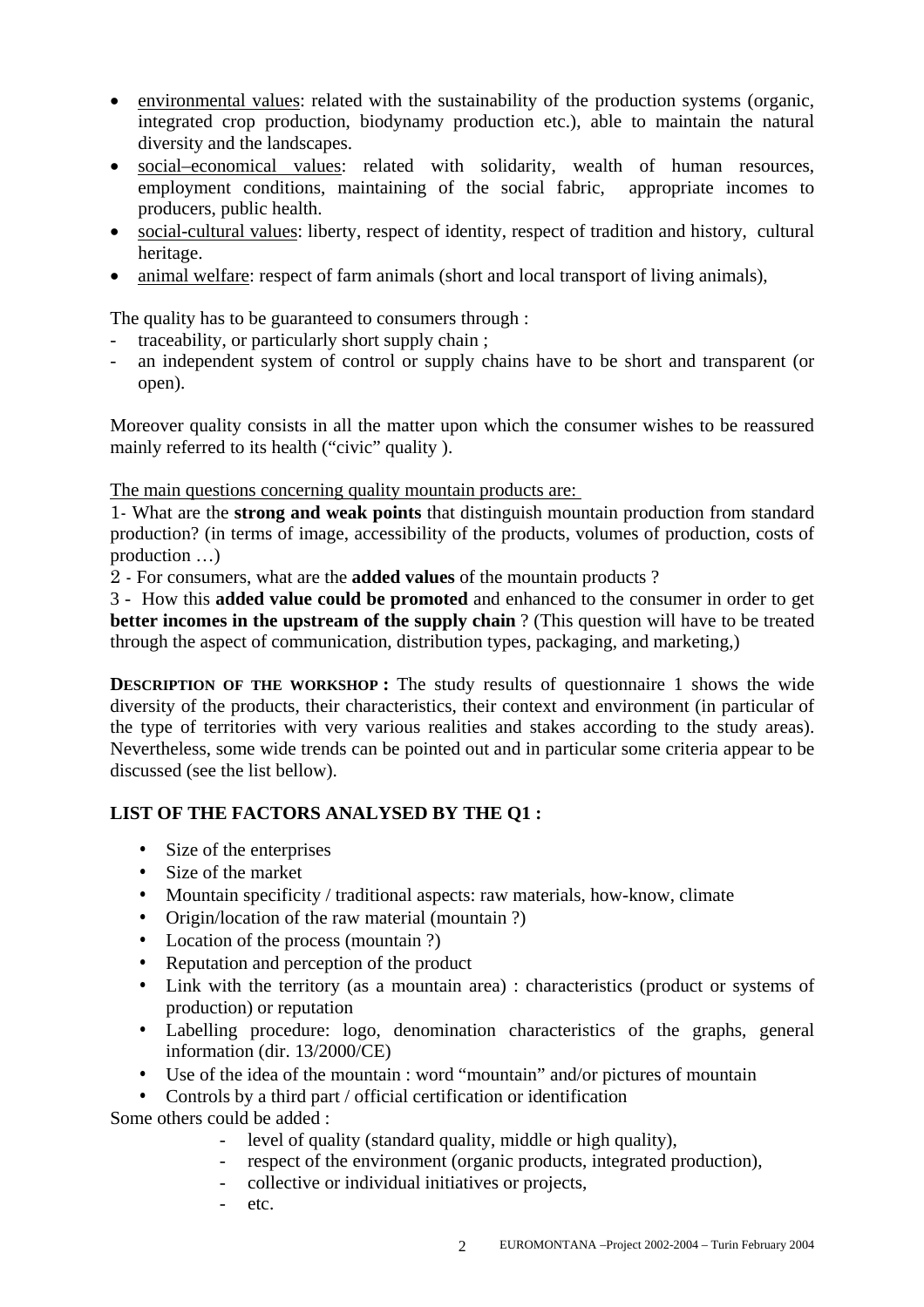- <u>environmental values</u>: related with the sustainability of the production systems (organic, integrated crop production, biodynamy production etc.), able to maintain the natural diversity and the landscapes.
- <u>social–economical values</u>: related with solidarity, wealth of human resources, employment conditions, maintaining of the social fabric, appropriate incomes to producers, public health.
- <u>social-cultural values</u>: liberty, respect of identity, respect of tradition and history, cultural heritage.
- <u>animal welfare</u>: respect of farm animals (short and local transport of living animals),

The quality has to be guaranteed to consumers through :

- traceability, or particularly short supply chain ;
- an independent system of control or supply chains have to be short and transparent (or open).

Moreover quality consists in all the matter upon which the consumer wishes to be reassured mainly referred to its health ("civic" quality ).

<u>The main questions concerning quality mountain products are:</u>

1- What are the **strong and weak points** that distinguish mountain production from standard production? (in terms of image, accessibility of the products, volumes of production, costs of production …)

2 - For consumers, what are the **added values** of the mountain products ?

3 - How this **added value could be promoted** and enhanced to the consumer in order to get **better incomes in the upstream of the supply chain** ? (This question will have to be treated through the aspect of communication, distribution types, packaging, and marketing,)

**DESCRIPTION OF THE WORKSHOP :** The study results of questionnaire 1 shows the wide diversity of the products, their characteristics, their context and environment (in particular of the type of territories with very various realities and stakes according to the study areas). Nevertheless, some wide trends can be pointed out and in particular some criteria appear to be discussed (see the list bellow).

**LIST OF THE FACTORS ANALYSED BY THE Q1 :**

- Size of the enterprises
- Size of the market
- Mountain specificity / traditional aspects: raw materials, how-know, climate
- Origin/location of the raw material (mountain ?)
- Location of the process (mountain ?)
- Reputation and perception of the product
- Link with the territory (as a mountain area) : characteristics (product or systems of production) or reputation
- Labelling procedure: logo, denomination characteristics of the graphs, general information (dir. 13/2000/CE)
- Use of the idea of the mountain : word "mountain" and/or pictures of mountain
- Controls by a third part / official certification or identification

Some others could be added :

- level of quality (standard quality, middle or high quality),
- respect of the environment (organic products, integrated production),
- collective or individual initiatives or projects,
- etc.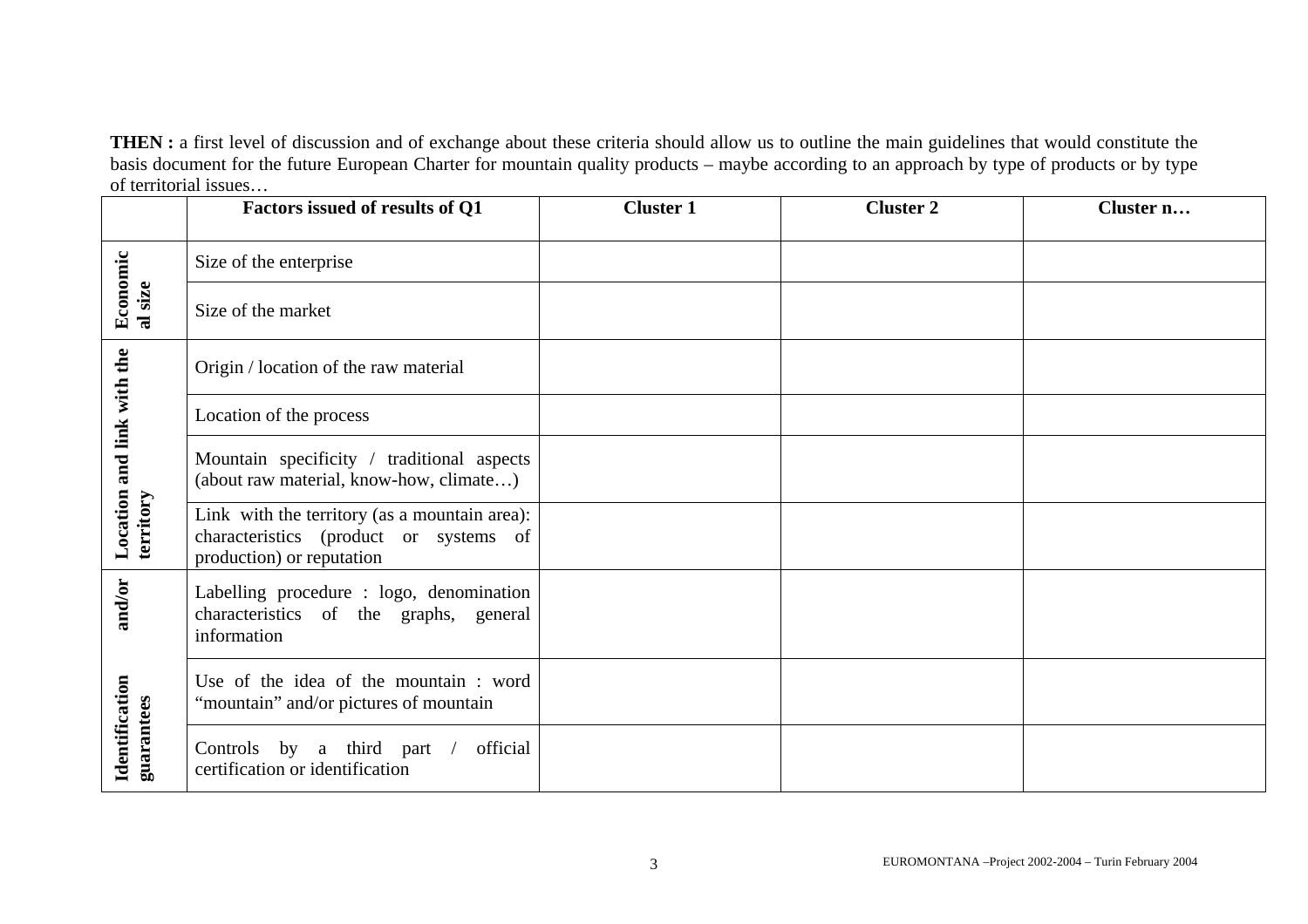**THEN :** a first level of discussion and of exchange about these criteria should allow us to outline the main guidelines that would constitute the basis document for the future European Charter for mountain quality products – maybe according to an approach by type of products or by type of territorial issues…

| | Factors issued of results of Q1 | Cluster 1 | Cluster 2 | Cluster n… |
|---|---|---|---|---|
| **Economical size** | Size of the enterprise | | | |
| | Size of the market | | | |
| **Location and link with the territory** | Origin / location of the raw material | | | |
| | Location of the process | | | |
| | Mountain specificity / traditional aspects (about raw material, know-how, climate…) | | | |
| | Link with the territory (as a mountain area): characteristics (product or systems of production) or reputation | | | |
| **Identification and/or guarantees** | Labelling procedure : logo, denomination characteristics of the graphs, general information | | | |
| | Use of the idea of the mountain : word "mountain" and/or pictures of mountain | | | |
| | Controls by a third part / official certification or identification | | | |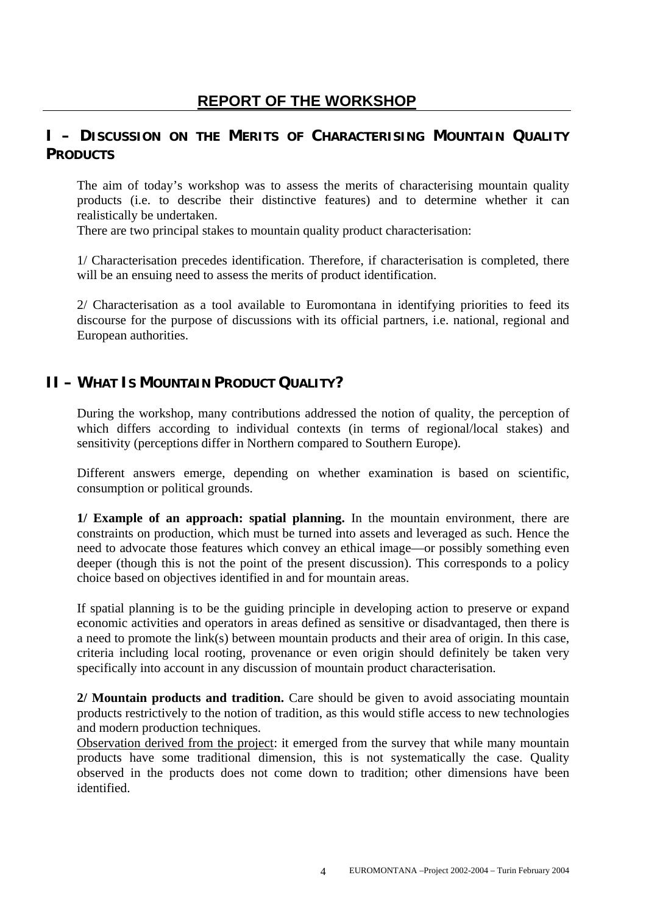# REPORT OF THE WORKSHOP

## I – DISCUSSION ON THE MERITS OF CHARACTERISING MOUNTAIN QUALITY PRODUCTS

The aim of today's workshop was to assess the merits of characterising mountain quality products (i.e. to describe their distinctive features) and to determine whether it can realistically be undertaken.
There are two principal stakes to mountain quality product characterisation:

1/ Characterisation precedes identification. Therefore, if characterisation is completed, there will be an ensuing need to assess the merits of product identification.

2/ Characterisation as a tool available to Euromontana in identifying priorities to feed its discourse for the purpose of discussions with its official partners, i.e. national, regional and European authorities.

## II – WHAT IS MOUNTAIN PRODUCT QUALITY?

During the workshop, many contributions addressed the notion of quality, the perception of which differs according to individual contexts (in terms of regional/local stakes) and sensitivity (perceptions differ in Northern compared to Southern Europe).

Different answers emerge, depending on whether examination is based on scientific, consumption or political grounds.

**1/ Example of an approach: spatial planning.** In the mountain environment, there are constraints on production, which must be turned into assets and leveraged as such. Hence the need to advocate those features which convey an ethical image—or possibly something even deeper (though this is not the point of the present discussion). This corresponds to a policy choice based on objectives identified in and for mountain areas.

If spatial planning is to be the guiding principle in developing action to preserve or expand economic activities and operators in areas defined as sensitive or disadvantaged, then there is a need to promote the link(s) between mountain products and their area of origin. In this case, criteria including local rooting, provenance or even origin should definitely be taken very specifically into account in any discussion of mountain product characterisation.

**2/ Mountain products and tradition.** Care should be given to avoid associating mountain products restrictively to the notion of tradition, as this would stifle access to new technologies and modern production techniques.
<u>Observation derived from the project</u>: it emerged from the survey that while many mountain products have some traditional dimension, this is not systematically the case. Quality observed in the products does not come down to tradition; other dimensions have been identified.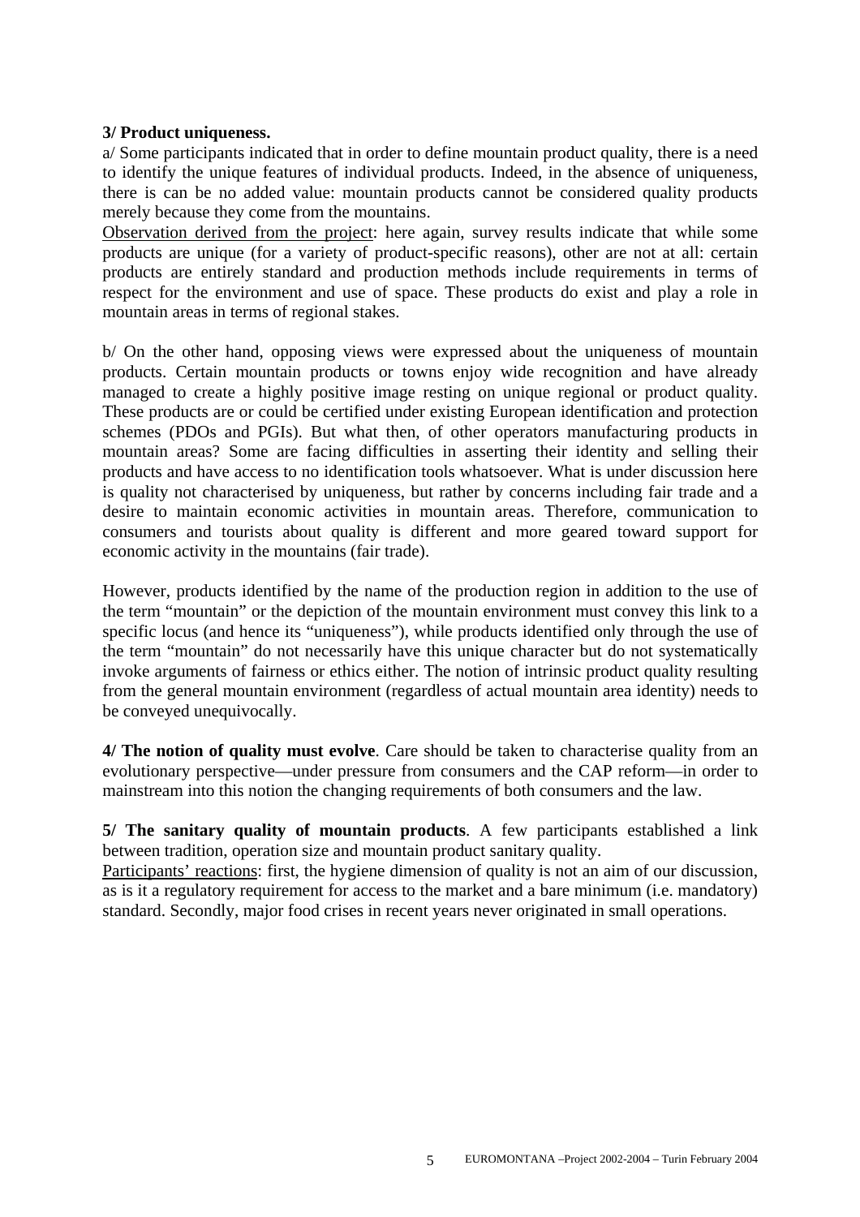**3/ Product uniqueness.**

a/ Some participants indicated that in order to define mountain product quality, there is a need to identify the unique features of individual products. Indeed, in the absence of uniqueness, there is can be no added value: mountain products cannot be considered quality products merely because they come from the mountains.

Observation derived from the project: here again, survey results indicate that while some products are unique (for a variety of product-specific reasons), other are not at all: certain products are entirely standard and production methods include requirements in terms of respect for the environment and use of space. These products do exist and play a role in mountain areas in terms of regional stakes.

b/ On the other hand, opposing views were expressed about the uniqueness of mountain products. Certain mountain products or towns enjoy wide recognition and have already managed to create a highly positive image resting on unique regional or product quality. These products are or could be certified under existing European identification and protection schemes (PDOs and PGIs). But what then, of other operators manufacturing products in mountain areas? Some are facing difficulties in asserting their identity and selling their products and have access to no identification tools whatsoever. What is under discussion here is quality not characterised by uniqueness, but rather by concerns including fair trade and a desire to maintain economic activities in mountain areas. Therefore, communication to consumers and tourists about quality is different and more geared toward support for economic activity in the mountains (fair trade).

However, products identified by the name of the production region in addition to the use of the term "mountain" or the depiction of the mountain environment must convey this link to a specific locus (and hence its "uniqueness"), while products identified only through the use of the term "mountain" do not necessarily have this unique character but do not systematically invoke arguments of fairness or ethics either. The notion of intrinsic product quality resulting from the general mountain environment (regardless of actual mountain area identity) needs to be conveyed unequivocally.

**4/ The notion of quality must evolve**. Care should be taken to characterise quality from an evolutionary perspective—under pressure from consumers and the CAP reform—in order to mainstream into this notion the changing requirements of both consumers and the law.

**5/ The sanitary quality of mountain products**. A few participants established a link between tradition, operation size and mountain product sanitary quality.

Participants' reactions: first, the hygiene dimension of quality is not an aim of our discussion, as is it a regulatory requirement for access to the market and a bare minimum (i.e. mandatory) standard. Secondly, major food crises in recent years never originated in small operations.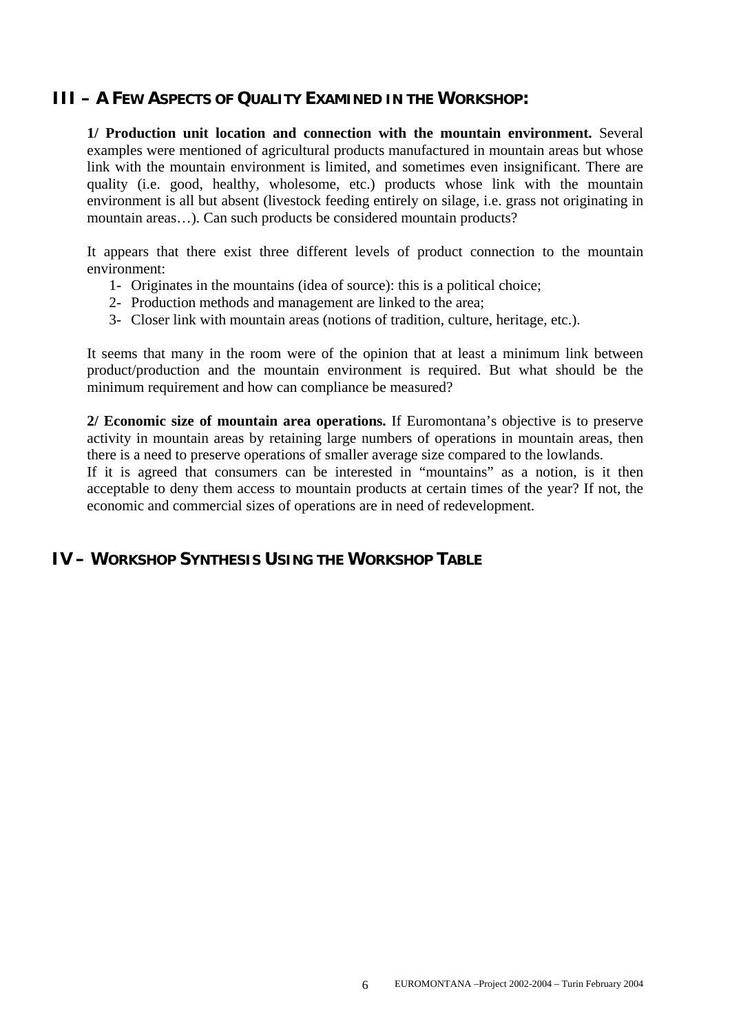## III – A FEW ASPECTS OF QUALITY EXAMINED IN THE WORKSHOP:

**1/ Production unit location and connection with the mountain environment.** Several examples were mentioned of agricultural products manufactured in mountain areas but whose link with the mountain environment is limited, and sometimes even insignificant. There are quality (i.e. good, healthy, wholesome, etc.) products whose link with the mountain environment is all but absent (livestock feeding entirely on silage, i.e. grass not originating in mountain areas…). Can such products be considered mountain products?

It appears that there exist three different levels of product connection to the mountain environment:

1- Originates in the mountains (idea of source): this is a political choice;
2- Production methods and management are linked to the area;
3- Closer link with mountain areas (notions of tradition, culture, heritage, etc.).

It seems that many in the room were of the opinion that at least a minimum link between product/production and the mountain environment is required. But what should be the minimum requirement and how can compliance be measured?

**2/ Economic size of mountain area operations.** If Euromontana's objective is to preserve activity in mountain areas by retaining large numbers of operations in mountain areas, then there is a need to preserve operations of smaller average size compared to the lowlands.
If it is agreed that consumers can be interested in "mountains" as a notion, is it then acceptable to deny them access to mountain products at certain times of the year? If not, the economic and commercial sizes of operations are in need of redevelopment.

## IV – WORKSHOP SYNTHESIS USING THE WORKSHOP TABLE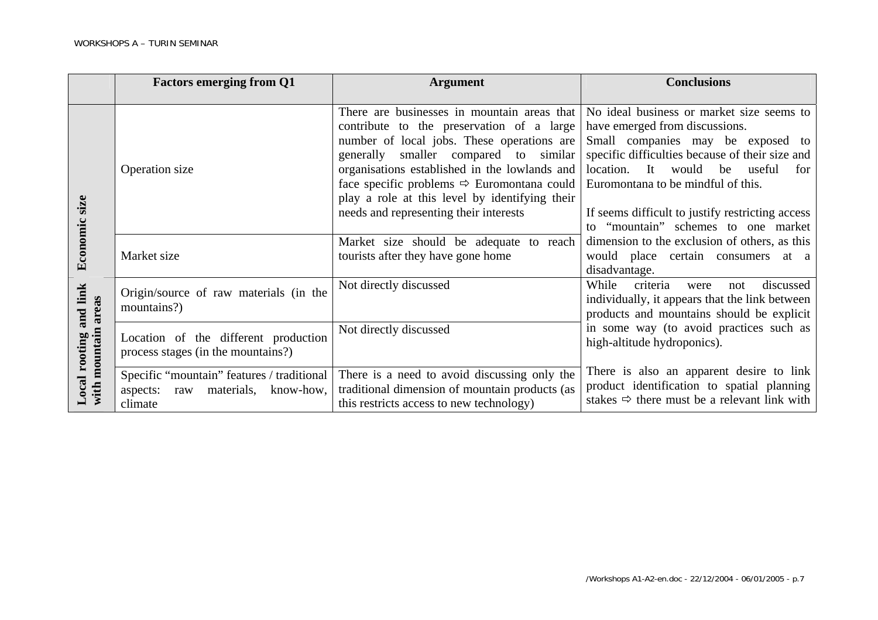| | Factors emerging from Q1 | Argument | Conclusions |
|---|---|---|---|
| **Economic size** | Operation size | There are businesses in mountain areas that contribute to the preservation of a large number of local jobs. These operations are generally smaller compared to similar organisations established in the lowlands and face specific problems ⇨ Euromontana could play a role at this level by identifying their needs and representing their interests | No ideal business or market size seems to have emerged from discussions. Small companies may be exposed to specific difficulties because of their size and location. It would be useful for Euromontana to be mindful of this. If seems difficult to justify restricting access to "mountain" schemes to one market dimension to the exclusion of others, as this would place certain consumers at a disadvantage. |
| | Market size | Market size should be adequate to reach tourists after they have gone home | |
| **Local rooting and link with mountain areas** | Origin/source of raw materials (in the mountains?) | Not directly discussed | While criteria were not discussed individually, it appears that the link between products and mountains should be explicit in some way (to avoid practices such as high-altitude hydroponics). There is also an apparent desire to link product identification to spatial planning stakes ⇨ there must be a relevant link with |
| | Location of the different production process stages (in the mountains?) | Not directly discussed | |
| | Specific "mountain" features / traditional aspects: raw materials, know-how, climate | There is a need to avoid discussing only the traditional dimension of mountain products (as this restricts access to new technology) | |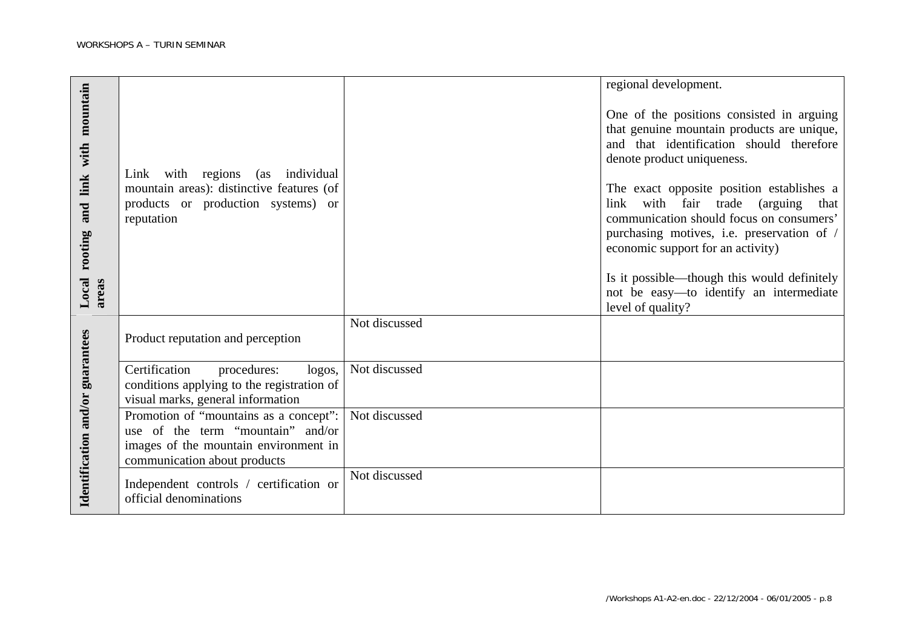| | | | |
|---|---|---|---|
| **Local rooting and link with mountain areas** | Link with regions (as individual mountain areas): distinctive features (of products or production systems) or reputation | | regional development.<br><br>One of the positions consisted in arguing that genuine mountain products are unique, and that identification should therefore denote product uniqueness.<br><br>The exact opposite position establishes a link with fair trade (arguing that communication should focus on consumers' purchasing motives, i.e. preservation of / economic support for an activity)<br><br>Is it possible—though this would definitely not be easy—to identify an intermediate level of quality? |
| **Identification and/or guarantees** | Product reputation and perception | Not discussed | |
| | Certification procedures: logos, conditions applying to the registration of visual marks, general information | Not discussed | |
| | Promotion of "mountains as a concept": use of the term "mountain" and/or images of the mountain environment in communication about products | Not discussed | |
| | Independent controls / certification or official denominations | Not discussed | |